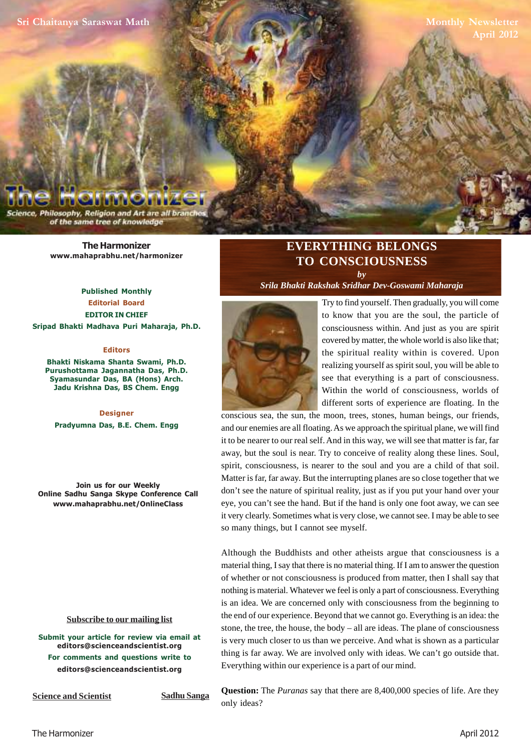Sri Chaitanya Saraswat Math

Monthly Newsletter
April 2012

# The Harmonizer

Science, Philosophy, Religion and Art are all branches of the same tree of knowledge

**The Harmonizer**
**www.mahaprabhu.net/harmonizer**

**Published Monthly**

**Editorial Board**

**EDITOR IN CHIEF**
**Sripad Bhakti Madhava Puri Maharaja, Ph.D.**

**Editors**
**Bhakti Niskama Shanta Swami, Ph.D.**
**Purushottama Jagannatha Das, Ph.D.**
**Syamasundar Das, BA (Hons) Arch.**
**Jadu Krishna Das, BS Chem. Engg**

**Designer**
**Pradyumna Das, B.E. Chem. Engg**

**Join us for our Weekly Online Sadhu Sanga Skype Conference Call**
**www.mahaprabhu.net/OnlineClass**

Subscribe to our mailing list

**Submit your article for review via email at editors@scienceandscientist.org**

**For comments and questions write to editors@scienceandscientist.org**

Science and Scientist

Sadhu Sanga

## EVERYTHING BELONGS TO CONSCIOUSNESS

*by*

*Srila Bhakti Rakshak Sridhar Dev-Goswami Maharaja*

Try to find yourself. Then gradually, you will come to know that you are the soul, the particle of consciousness within. And just as you are spirit covered by matter, the whole world is also like that; the spiritual reality within is covered. Upon realizing yourself as spirit soul, you will be able to see that everything is a part of consciousness. Within the world of consciousness, worlds of different sorts of experience are floating. In the conscious sea, the sun, the moon, trees, stones, human beings, our friends, and our enemies are all floating. As we approach the spiritual plane, we will find it to be nearer to our real self. And in this way, we will see that matter is far, far away, but the soul is near. Try to conceive of reality along these lines. Soul, spirit, consciousness, is nearer to the soul and you are a child of that soil. Matter is far, far away. But the interrupting planes are so close together that we don't see the nature of spiritual reality, just as if you put your hand over your eye, you can't see the hand. But if the hand is only one foot away, we can see it very clearly. Sometimes what is very close, we cannot see. I may be able to see so many things, but I cannot see myself.

Although the Buddhists and other atheists argue that consciousness is a material thing, I say that there is no material thing. If I am to answer the question of whether or not consciousness is produced from matter, then I shall say that nothing is material. Whatever we feel is only a part of consciousness. Everything is an idea. We are concerned only with consciousness from the beginning to the end of our experience. Beyond that we cannot go. Everything is an idea: the stone, the tree, the house, the body – all are ideas. The plane of consciousness is very much closer to us than we perceive. And what is shown as a particular thing is far away. We are involved only with ideas. We can't go outside that. Everything within our experience is a part of our mind.

**Question:** The *Puranas* say that there are 8,400,000 species of life. Are they only ideas?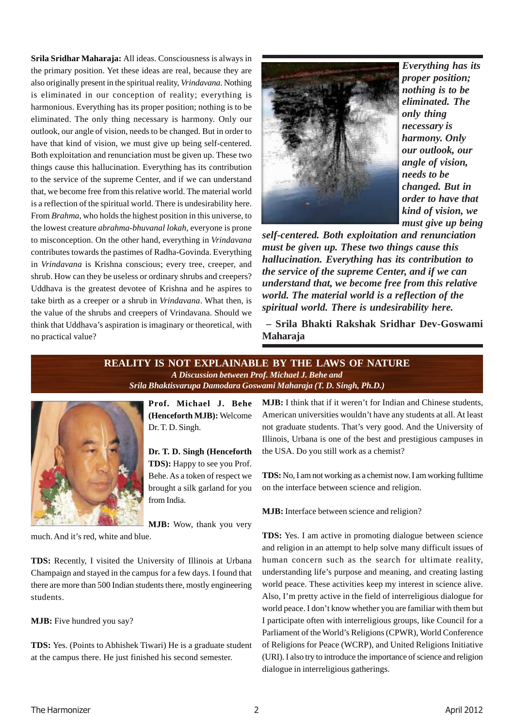**Srila Sridhar Maharaja:** All ideas. Consciousness is always in the primary position. Yet these ideas are real, because they are also originally present in the spiritual reality, *Vrindavana*. Nothing is eliminated in our conception of reality; everything is harmonious. Everything has its proper position; nothing is to be eliminated. The only thing necessary is harmony. Only our outlook, our angle of vision, needs to be changed. But in order to have that kind of vision, we must give up being self-centered. Both exploitation and renunciation must be given up. These two things cause this hallucination. Everything has its contribution to the service of the supreme Center, and if we can understand that, we become free from this relative world. The material world is a reflection of the spiritual world. There is undesirability here. From *Brahma*, who holds the highest position in this universe, to the lowest creature *abrahma-bhuvanal lokah*, everyone is prone to misconception. On the other hand, everything in *Vrindavana* contributes towards the pastimes of Radha-Govinda. Everything in *Vrindavana* is Krishna conscious; every tree, creeper, and shrub. How can they be useless or ordinary shrubs and creepers? Uddhava is the greatest devotee of Krishna and he aspires to take birth as a creeper or a shrub in *Vrindavana*. What then, is the value of the shrubs and creepers of Vrindavana. Should we think that Uddhava's aspiration is imaginary or theoretical, with no practical value?

> ***Everything has its proper position; nothing is to be eliminated. The only thing necessary is harmony. Only our outlook, our angle of vision, needs to be changed. But in order to have that kind of vision, we must give up being self-centered. Both exploitation and renunciation must be given up. These two things cause this hallucination. Everything has its contribution to the service of the supreme Center, and if we can understand that, we become free from this relative world. The material world is a reflection of the spiritual world. There is undesirability here.***
>
> **– Srila Bhakti Rakshak Sridhar Dev-Goswami Maharaja**

## REALITY IS NOT EXPLAINABLE BY THE LAWS OF NATURE

***A Discussion between Prof. Michael J. Behe and Srila Bhaktisvarupa Damodara Goswami Maharaja (T. D. Singh, Ph.D.)***

**Prof. Michael J. Behe (Henceforth MJB):** Welcome Dr. T. D. Singh.

**Dr. T. D. Singh (Henceforth TDS):** Happy to see you Prof. Behe. As a token of respect we brought a silk garland for you from India.

**MJB:** Wow, thank you very much. And it's red, white and blue.

**TDS:** Recently, I visited the University of Illinois at Urbana Champaign and stayed in the campus for a few days. I found that there are more than 500 Indian students there, mostly engineering students.

**MJB:** Five hundred you say?

**TDS:** Yes. (Points to Abhishek Tiwari) He is a graduate student at the campus there. He just finished his second semester.

**MJB:** I think that if it weren't for Indian and Chinese students, American universities wouldn't have any students at all. At least not graduate students. That's very good. And the University of Illinois, Urbana is one of the best and prestigious campuses in the USA. Do you still work as a chemist?

**TDS:** No, I am not working as a chemist now. I am working fulltime on the interface between science and religion.

**MJB:** Interface between science and religion?

**TDS:** Yes. I am active in promoting dialogue between science and religion in an attempt to help solve many difficult issues of human concern such as the search for ultimate reality, understanding life's purpose and meaning, and creating lasting world peace. These activities keep my interest in science alive. Also, I'm pretty active in the field of interreligious dialogue for world peace. I don't know whether you are familiar with them but I participate often with interreligious groups, like Council for a Parliament of the World's Religions (CPWR), World Conference of Religions for Peace (WCRP), and United Religions Initiative (URI). I also try to introduce the importance of science and religion dialogue in interreligious gatherings.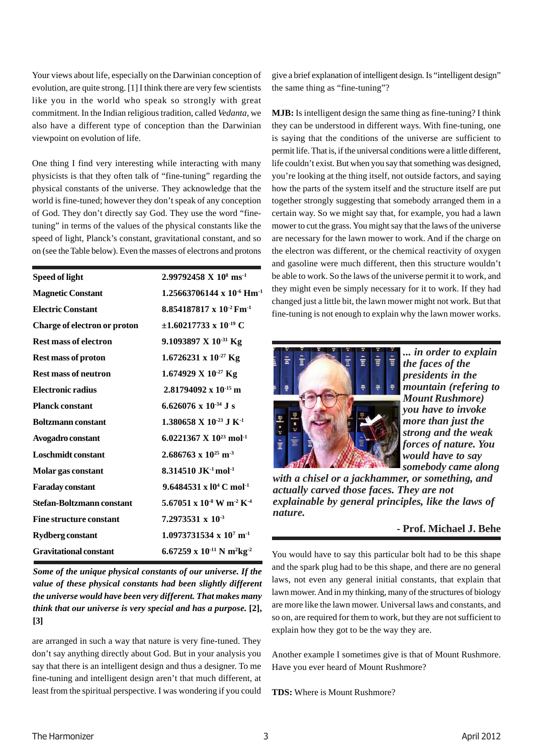Your views about life, especially on the Darwinian conception of evolution, are quite strong. [1] I think there are very few scientists like you in the world who speak so strongly with great commitment. In the Indian religious tradition, called *Vedanta*, we also have a different type of conception than the Darwinian viewpoint on evolution of life.

One thing I find very interesting while interacting with many physicists is that they often talk of "fine-tuning" regarding the physical constants of the universe. They acknowledge that the world is fine-tuned; however they don't speak of any conception of God. They don't directly say God. They use the word "fine-tuning" in terms of the values of the physical constants like the speed of light, Planck's constant, gravitational constant, and so on (see the Table below). Even the masses of electrons and protons

| | |
|---|---|
| **Speed of light** | **$2.99792458 \times 10^{8}$ ms$^{-1}$** |
| **Magnetic Constant** | **$1.25663706144 \times 10^{-6}$ Hm$^{-1}$** |
| **Electric Constant** | **$8.854187817 \times 10^{-2}$ Fm$^{-1}$** |
| **Charge of electron or proton** | **$\pm 1.60217733 \times 10^{-19}$ C** |
| **Rest mass of electron** | **$9.1093897 \times 10^{-31}$ Kg** |
| **Rest mass of proton** | **$1.6726231 \times 10^{-27}$ Kg** |
| **Rest mass of neutron** | **$1.674929 \times 10^{-27}$ Kg** |
| **Electronic radius** | **$2.81794092 \times 10^{-15}$ m** |
| **Planck constant** | **$6.626076 \times 10^{-34}$ J s** |
| **Boltzmann constant** | **$1.380658 \times 10^{-23}$ J K$^{-1}$** |
| **Avogadro constant** | **$6.0221367 \times 10^{23}$ mol$^{-1}$** |
| **Loschmidt constant** | **$2.686763 \times 10^{25}$ m$^{-3}$** |
| **Molar gas constant** | **$8.314510$ JK$^{-1}$mol$^{-1}$** |
| **Faraday constant** | **$9.6484531 \times 10^{4}$ C mol$^{-1}$** |
| **Stefan-Boltzmann constant** | **$5.67051 \times 10^{-8}$ W m$^{-2}$ K$^{-4}$** |
| **Fine structure constant** | **$7.2973531 \times 10^{-3}$** |
| **Rydberg constant** | **$1.0973731534 \times 10^{7}$ m$^{-1}$** |
| **Gravitational constant** | **$6.67259 \times 10^{-11}$ N m$^{2}$kg$^{-2}$** |

***Some of the unique physical constants of our universe. If the value of these physical constants had been slightly different the universe would have been very different. That makes many think that our universe is very special and has a purpose.*** **[2], [3]**

are arranged in such a way that nature is very fine-tuned. They don't say anything directly about God. But in your analysis you say that there is an intelligent design and thus a designer. To me fine-tuning and intelligent design aren't that much different, at least from the spiritual perspective. I was wondering if you could give a brief explanation of intelligent design. Is "intelligent design" the same thing as "fine-tuning"?

**MJB:** Is intelligent design the same thing as fine-tuning? I think they can be understood in different ways. With fine-tuning, one is saying that the conditions of the universe are sufficient to permit life. That is, if the universal conditions were a little different, life couldn't exist. But when you say that something was designed, you're looking at the thing itself, not outside factors, and saying how the parts of the system itself and the structure itself are put together strongly suggesting that somebody arranged them in a certain way. So we might say that, for example, you had a lawn mower to cut the grass. You might say that the laws of the universe are necessary for the lawn mower to work. And if the charge on the electron was different, or the chemical reactivity of oxygen and gasoline were much different, then this structure wouldn't be able to work. So the laws of the universe permit it to work, and they might even be simply necessary for it to work. If they had changed just a little bit, the lawn mower might not work. But that fine-tuning is not enough to explain why the lawn mower works.

> ***... in order to explain the faces of the presidents in the mountain (refering to Mount Rushmore) you have to invoke more than just the strong and the weak forces of nature. You would have to say somebody came along with a chisel or a jackhammer, or something, and actually carved those faces. They are not explainable by general principles, like the laws of nature.***
>
> **- Prof. Michael J. Behe**

You would have to say this particular bolt had to be this shape and the spark plug had to be this shape, and there are no general laws, not even any general initial constants, that explain that lawn mower. And in my thinking, many of the structures of biology are more like the lawn mower. Universal laws and constants, and so on, are required for them to work, but they are not sufficient to explain how they got to be the way they are.

Another example I sometimes give is that of Mount Rushmore. Have you ever heard of Mount Rushmore?

**TDS:** Where is Mount Rushmore?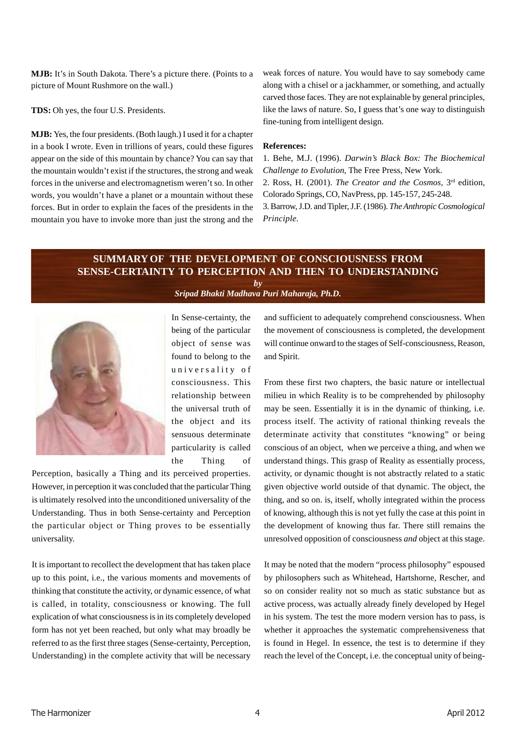**MJB:** It's in South Dakota. There's a picture there. (Points to a picture of Mount Rushmore on the wall.)

**TDS:** Oh yes, the four U.S. Presidents.

**MJB:** Yes, the four presidents. (Both laugh.) I used it for a chapter in a book I wrote. Even in trillions of years, could these figures appear on the side of this mountain by chance? You can say that the mountain wouldn't exist if the structures, the strong and weak forces in the universe and electromagnetism weren't so. In other words, you wouldn't have a planet or a mountain without these forces. But in order to explain the faces of the presidents in the mountain you have to invoke more than just the strong and the weak forces of nature. You would have to say somebody came along with a chisel or a jackhammer, or something, and actually carved those faces. They are not explainable by general principles, like the laws of nature. So, I guess that's one way to distinguish fine-tuning from intelligent design.

**References:**

1. Behe, M.J. (1996). *Darwin's Black Box: The Biochemical Challenge to Evolution*, The Free Press, New York.
2. Ross, H. (2001). *The Creator and the Cosmos*, 3rd edition, Colorado Springs, CO, NavPress, pp. 145-157, 245-248.
3. Barrow, J.D. and Tipler, J.F. (1986). *The Anthropic Cosmological Principle*.

## SUMMARY OF THE DEVELOPMENT OF CONSCIOUSNESS FROM SENSE-CERTAINTY TO PERCEPTION AND THEN TO UNDERSTANDING

***by***

***Sripad Bhakti Madhava Puri Maharaja, Ph.D.***

In Sense-certainty, the being of the particular object of sense was found to belong to the universality of consciousness. This relationship between the universal truth of the object and its sensuous determinate particularity is called the Thing of Perception, basically a Thing and its perceived properties. However, in perception it was concluded that the particular Thing is ultimately resolved into the unconditioned universality of the Understanding. Thus in both Sense-certainty and Perception the particular object or Thing proves to be essentially universality.

It is important to recollect the development that has taken place up to this point, i.e., the various moments and movements of thinking that constitute the activity, or dynamic essence, of what is called, in totality, consciousness or knowing. The full explication of what consciousness is in its completely developed form has not yet been reached, but only what may broadly be referred to as the first three stages (Sense-certainty, Perception, Understanding) in the complete activity that will be necessary and sufficient to adequately comprehend consciousness. When the movement of consciousness is completed, the development will continue onward to the stages of Self-consciousness, Reason, and Spirit.

From these first two chapters, the basic nature or intellectual milieu in which Reality is to be comprehended by philosophy may be seen. Essentially it is in the dynamic of thinking, i.e. process itself. The activity of rational thinking reveals the determinate activity that constitutes "knowing" or being conscious of an object, when we perceive a thing, and when we understand things. This grasp of Reality as essentially process, activity, or dynamic thought is not abstractly related to a static given objective world outside of that dynamic. The object, the thing, and so on. is, itself, wholly integrated within the process of knowing, although this is not yet fully the case at this point in the development of knowing thus far. There still remains the unresolved opposition of consciousness *and* object at this stage.

It may be noted that the modern "process philosophy" espoused by philosophers such as Whitehead, Hartshorne, Rescher, and so on consider reality not so much as static substance but as active process, was actually already finely developed by Hegel in his system. The test the more modern version has to pass, is whether it approaches the systematic comprehensiveness that is found in Hegel. In essence, the test is to determine if they reach the level of the Concept, i.e. the conceptual unity of being-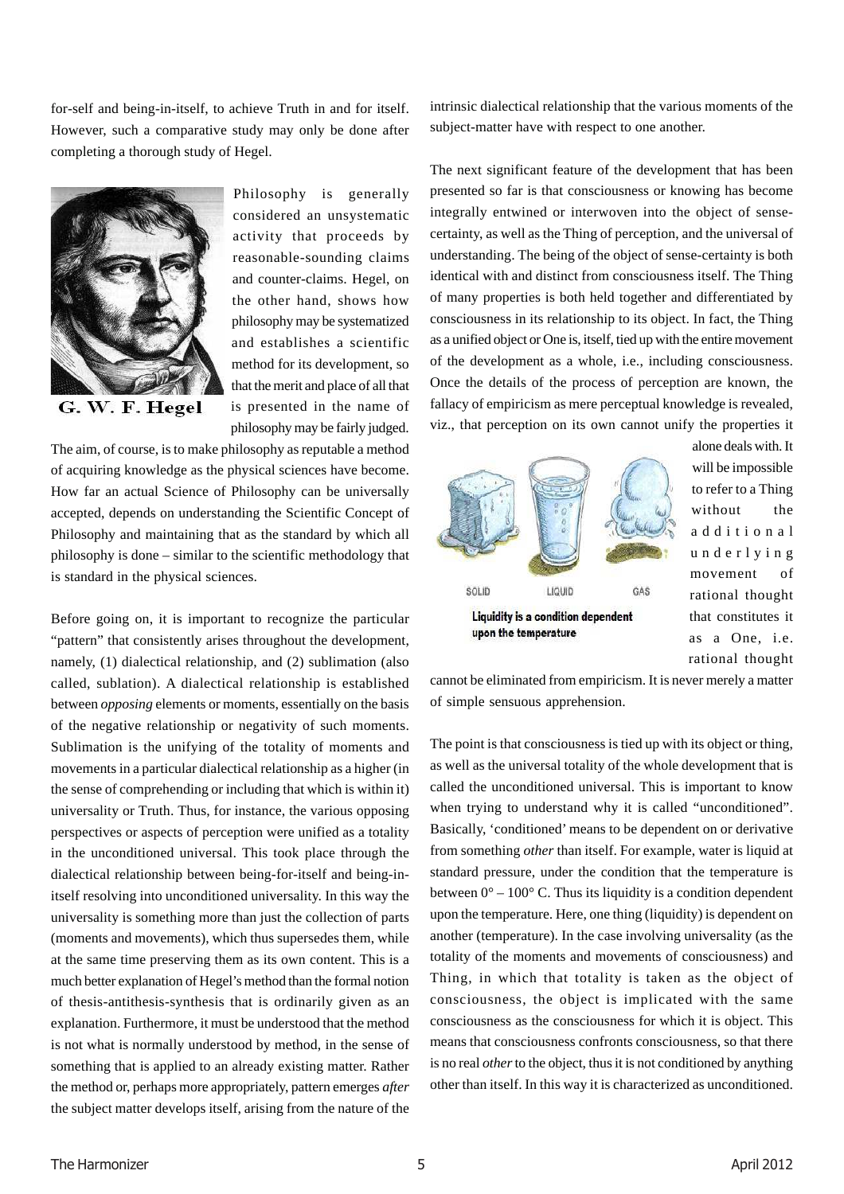for-self and being-in-itself, to achieve Truth in and for itself. However, such a comparative study may only be done after completing a thorough study of Hegel.

G. W. F. Hegel

Philosophy is generally considered an unsystematic activity that proceeds by reasonable-sounding claims and counter-claims. Hegel, on the other hand, shows how philosophy may be systematized and establishes a scientific method for its development, so that the merit and place of all that is presented in the name of philosophy may be fairly judged. The aim, of course, is to make philosophy as reputable a method of acquiring knowledge as the physical sciences have become. How far an actual Science of Philosophy can be universally accepted, depends on understanding the Scientific Concept of Philosophy and maintaining that as the standard by which all philosophy is done – similar to the scientific methodology that is standard in the physical sciences.

Before going on, it is important to recognize the particular "pattern" that consistently arises throughout the development, namely, (1) dialectical relationship, and (2) sublimation (also called, sublation). A dialectical relationship is established between *opposing* elements or moments, essentially on the basis of the negative relationship or negativity of such moments. Sublimation is the unifying of the totality of moments and movements in a particular dialectical relationship as a higher (in the sense of comprehending or including that which is within it) universality or Truth. Thus, for instance, the various opposing perspectives or aspects of perception were unified as a totality in the unconditioned universal. This took place through the dialectical relationship between being-for-itself and being-in-itself resolving into unconditioned universality. In this way the universality is something more than just the collection of parts (moments and movements), which thus supersedes them, while at the same time preserving them as its own content. This is a much better explanation of Hegel's method than the formal notion of thesis-antithesis-synthesis that is ordinarily given as an explanation. Furthermore, it must be understood that the method is not what is normally understood by method, in the sense of something that is applied to an already existing matter. Rather the method or, perhaps more appropriately, pattern emerges *after* the subject matter develops itself, arising from the nature of the intrinsic dialectical relationship that the various moments of the subject-matter have with respect to one another.

The next significant feature of the development that has been presented so far is that consciousness or knowing has become integrally entwined or interwoven into the object of sense-certainty, as well as the Thing of perception, and the universal of understanding. The being of the object of sense-certainty is both identical with and distinct from consciousness itself. The Thing of many properties is both held together and differentiated by consciousness in its relationship to its object. In fact, the Thing as a unified object or One is, itself, tied up with the entire movement of the development as a whole, i.e., including consciousness. Once the details of the process of perception are known, the fallacy of empiricism as mere perceptual knowledge is revealed, viz., that perception on its own cannot unify the properties it alone deals with. It will be impossible to refer to a Thing without the additional underlying movement of rational thought that constitutes it as a One, i.e. rational thought cannot be eliminated from empiricism. It is never merely a matter of simple sensuous apprehension.

SOLID LIQUID GAS

Liquidity is a condition dependent upon the temperature

The point is that consciousness is tied up with its object or thing, as well as the universal totality of the whole development that is called the unconditioned universal. This is important to know when trying to understand why it is called "unconditioned". Basically, 'conditioned' means to be dependent on or derivative from something *other* than itself. For example, water is liquid at standard pressure, under the condition that the temperature is between 0° – 100° C. Thus its liquidity is a condition dependent upon the temperature. Here, one thing (liquidity) is dependent on another (temperature). In the case involving universality (as the totality of the moments and movements of consciousness) and Thing, in which that totality is taken as the object of consciousness, the object is implicated with the same consciousness as the consciousness for which it is object. This means that consciousness confronts consciousness, so that there is no real *other* to the object, thus it is not conditioned by anything other than itself. In this way it is characterized as unconditioned.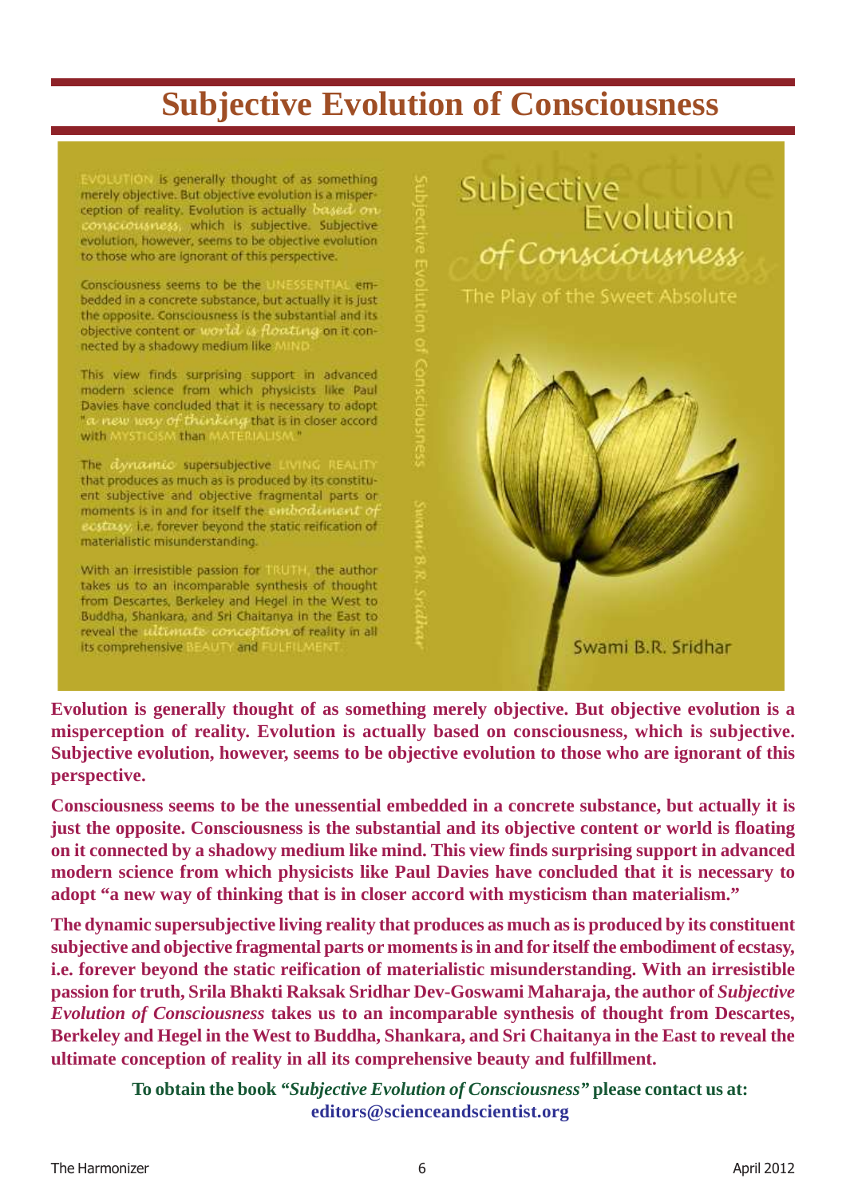# Subjective Evolution of Consciousness

EVOLUTION is generally thought of as something merely objective. But objective evolution is a misperception of reality. Evolution is actually based on consciousness, which is subjective. Subjective evolution, however, seems to be objective evolution to those who are ignorant of this perspective.

Consciousness seems to be the UNESSENTIAL embedded in a concrete substance, but actually it is just the opposite. Consciousness is the substantial and its objective content or world is floating on it connected by a shadowy medium like MIND.

This view finds surprising support in advanced modern science from which physicists like Paul Davies have concluded that it is necessary to adopt "a new way of thinking that is in closer accord with MYSTICISM than MATERIALISM."

The dynamic supersubjective LIVING REALITY that produces as much as is produced by its constituent subjective and objective fragmental parts or moments is in and for itself the embodiment of ecstasy, i.e. forever beyond the static reification of materialistic misunderstanding.

With an irresistible passion for TRUTH, the author takes us to an incomparable synthesis of thought from Descartes, Berkeley and Hegel in the West to Buddha, Shankara, and Sri Chaitanya in the East to reveal the ultimate conception of reality in all its comprehensive BEAUTY and FULFILMENT.

Subjective Evolution of Consciousness

Swami B.R. Sridhar

Subjective Evolution of Consciousness

The Play of the Sweet Absolute

Swami B.R. Sridhar

**Evolution is generally thought of as something merely objective. But objective evolution is a misperception of reality. Evolution is actually based on consciousness, which is subjective. Subjective evolution, however, seems to be objective evolution to those who are ignorant of this perspective.**

**Consciousness seems to be the unessential embedded in a concrete substance, but actually it is just the opposite. Consciousness is the substantial and its objective content or world is floating on it connected by a shadowy medium like mind. This view finds surprising support in advanced modern science from which physicists like Paul Davies have concluded that it is necessary to adopt "a new way of thinking that is in closer accord with mysticism than materialism."**

**The dynamic supersubjective living reality that produces as much as is produced by its constituent subjective and objective fragmental parts or moments is in and for itself the embodiment of ecstasy, i.e. forever beyond the static reification of materialistic misunderstanding. With an irresistible passion for truth, Srila Bhakti Raksak Sridhar Dev-Goswami Maharaja, the author of *Subjective Evolution of Consciousness* takes us to an incomparable synthesis of thought from Descartes, Berkeley and Hegel in the West to Buddha, Shankara, and Sri Chaitanya in the East to reveal the ultimate conception of reality in all its comprehensive beauty and fulfillment.**

**To obtain the book "*Subjective Evolution of Consciousness*" please contact us at: editors@scienceandscientist.org**